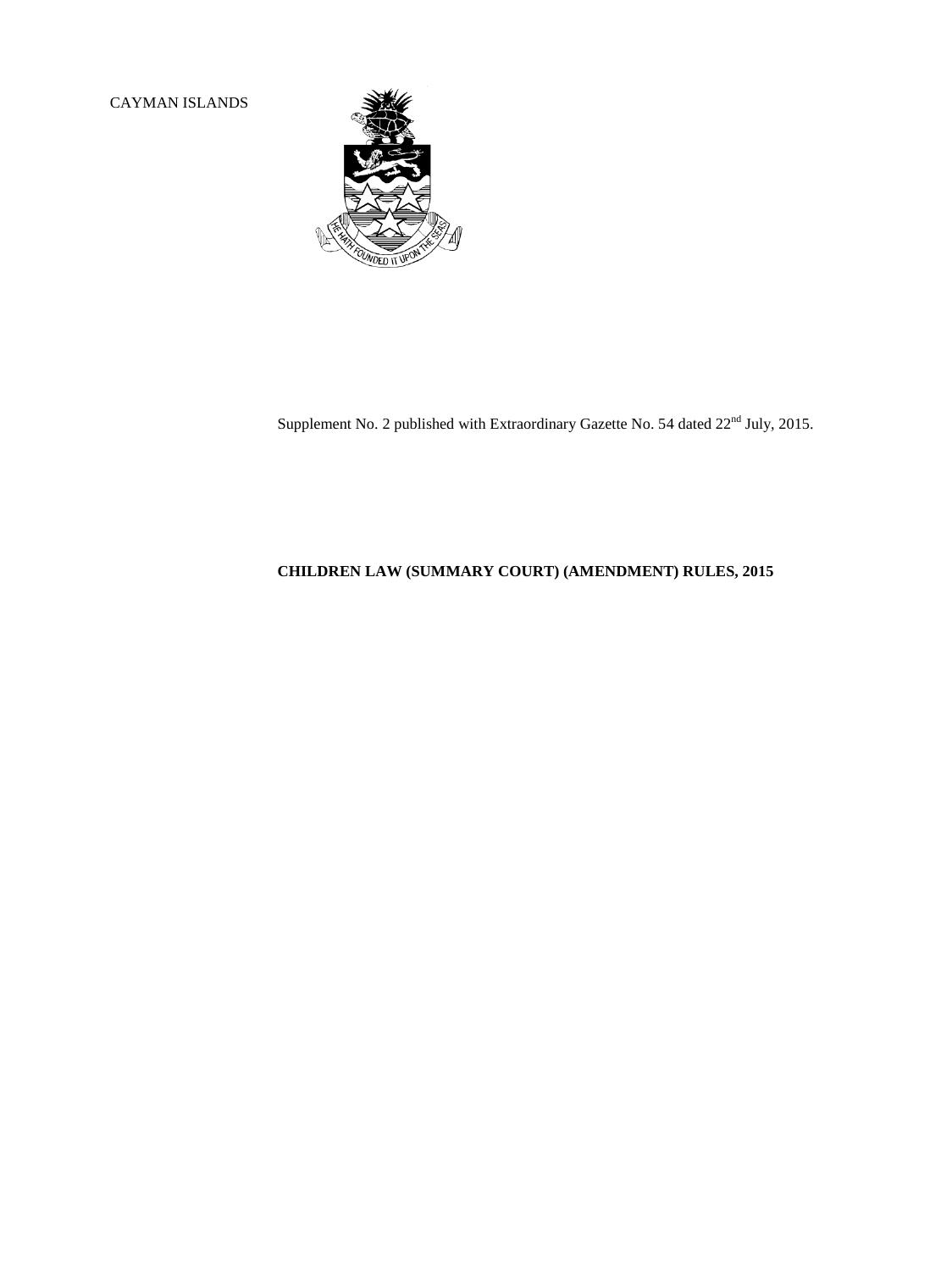CAYMAN ISLANDS

Supplement No. 2 published with Extraordinary Gazette No. 54 dated 22nd July, 2015.

**CHILDREN LAW (SUMMARY COURT) (AMENDMENT) RULES, 2015**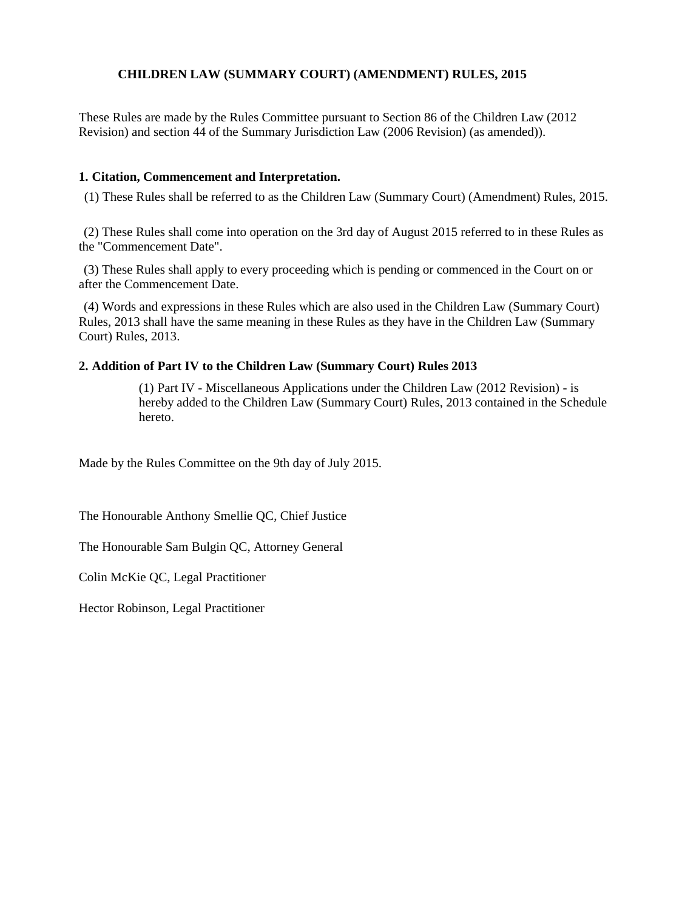# CHILDREN LAW (SUMMARY COURT) (AMENDMENT) RULES, 2015

These Rules are made by the Rules Committee pursuant to Section 86 of the Children Law (2012 Revision) and section 44 of the Summary Jurisdiction Law (2006 Revision) (as amended)).

### 1. Citation, Commencement and Interpretation.

(1) These Rules shall be referred to as the Children Law (Summary Court) (Amendment) Rules, 2015.

(2) These Rules shall come into operation on the 3rd day of August 2015 referred to in these Rules as the "Commencement Date".

(3) These Rules shall apply to every proceeding which is pending or commenced in the Court on or after the Commencement Date.

(4) Words and expressions in these Rules which are also used in the Children Law (Summary Court) Rules, 2013 shall have the same meaning in these Rules as they have in the Children Law (Summary Court) Rules, 2013.

### 2. Addition of Part IV to the Children Law (Summary Court) Rules 2013

> (1) Part IV - Miscellaneous Applications under the Children Law (2012 Revision) - is hereby added to the Children Law (Summary Court) Rules, 2013 contained in the Schedule hereto.

Made by the Rules Committee on the 9th day of July 2015.

The Honourable Anthony Smellie QC, Chief Justice

The Honourable Sam Bulgin QC, Attorney General

Colin McKie QC, Legal Practitioner

Hector Robinson, Legal Practitioner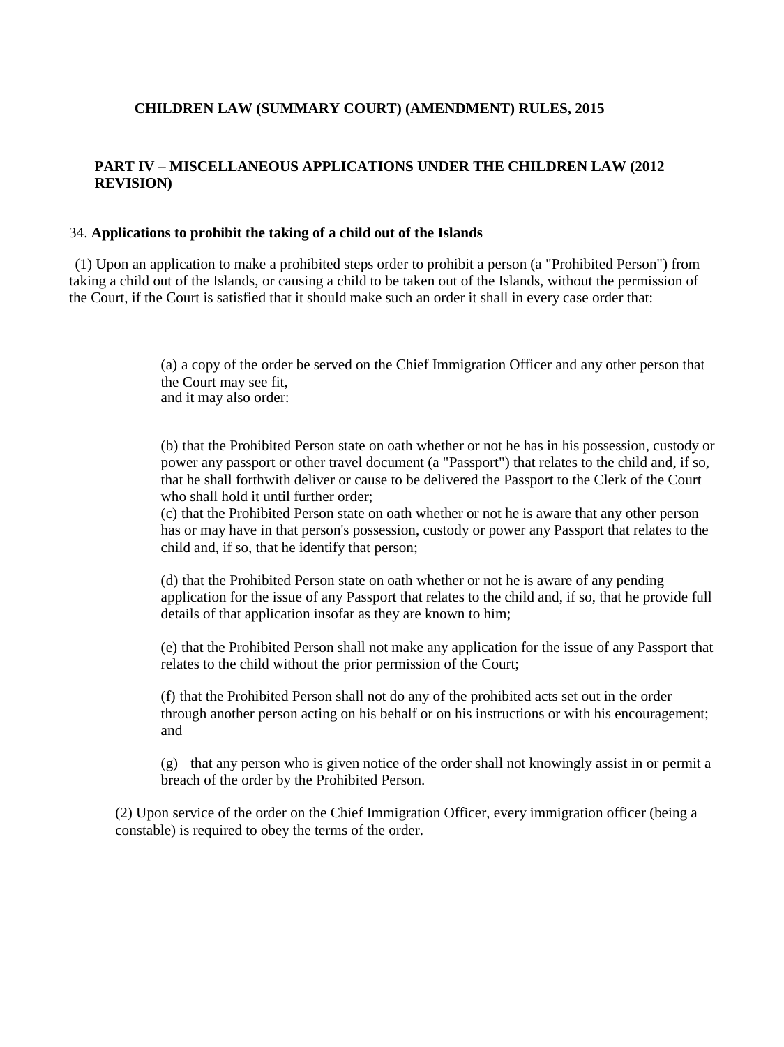**CHILDREN LAW (SUMMARY COURT) (AMENDMENT) RULES, 2015**

**PART IV – MISCELLANEOUS APPLICATIONS UNDER THE CHILDREN LAW (2012 REVISION)**

34. **Applications to prohibit the taking of a child out of the Islands**

(1) Upon an application to make a prohibited steps order to prohibit a person (a "Prohibited Person") from taking a child out of the Islands, or causing a child to be taken out of the Islands, without the permission of the Court, if the Court is satisfied that it should make such an order it shall in every case order that:

(a) a copy of the order be served on the Chief Immigration Officer and any other person that the Court may see fit,
and it may also order:

(b) that the Prohibited Person state on oath whether or not he has in his possession, custody or power any passport or other travel document (a "Passport") that relates to the child and, if so, that he shall forthwith deliver or cause to be delivered the Passport to the Clerk of the Court who shall hold it until further order;
(c) that the Prohibited Person state on oath whether or not he is aware that any other person has or may have in that person's possession, custody or power any Passport that relates to the child and, if so, that he identify that person;

(d) that the Prohibited Person state on oath whether or not he is aware of any pending application for the issue of any Passport that relates to the child and, if so, that he provide full details of that application insofar as they are known to him;

(e) that the Prohibited Person shall not make any application for the issue of any Passport that relates to the child without the prior permission of the Court;

(f) that the Prohibited Person shall not do any of the prohibited acts set out in the order through another person acting on his behalf or on his instructions or with his encouragement; and

(g) that any person who is given notice of the order shall not knowingly assist in or permit a breach of the order by the Prohibited Person.

(2) Upon service of the order on the Chief Immigration Officer, every immigration officer (being a constable) is required to obey the terms of the order.